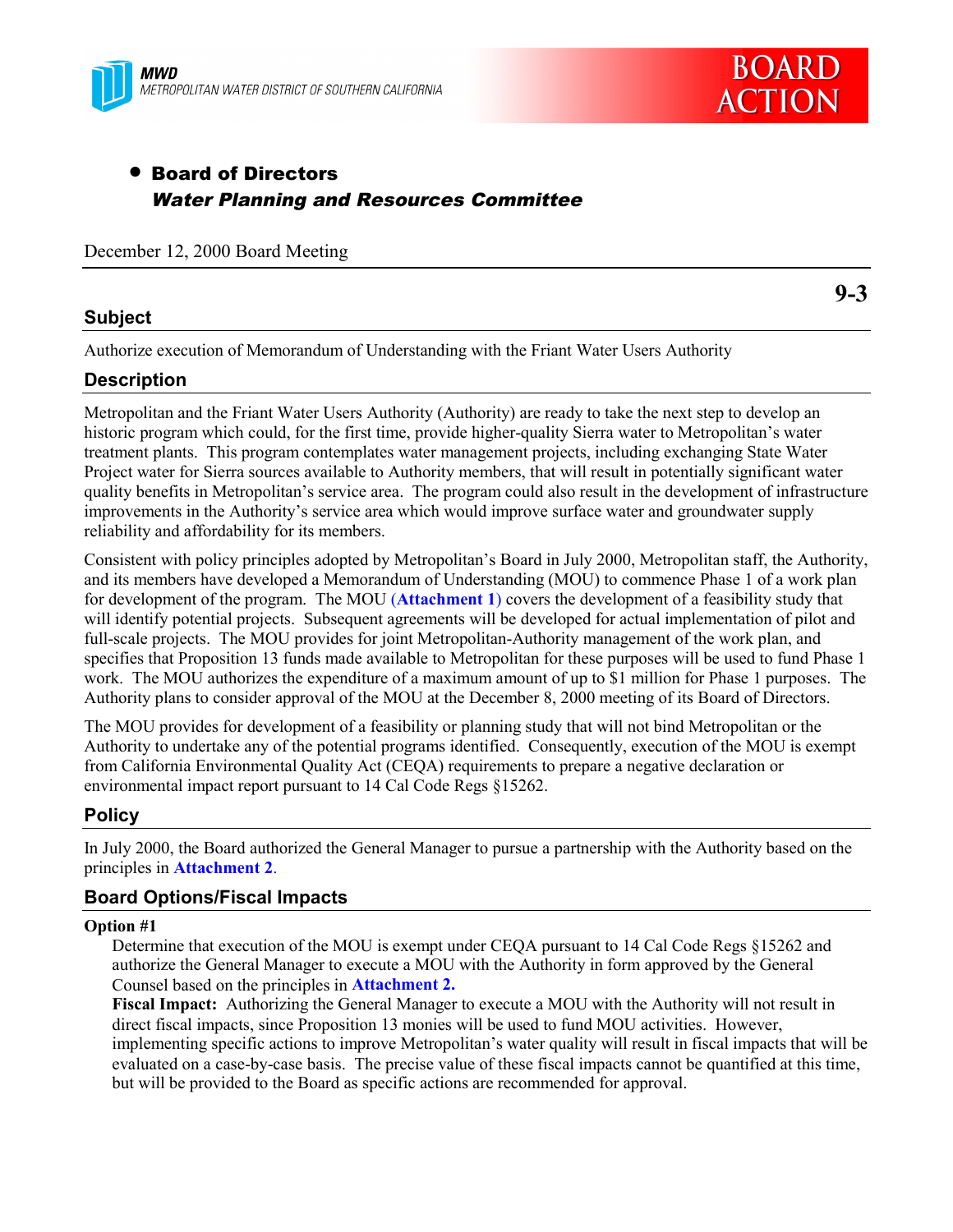MWD
METROPOLITAN WATER DISTRICT OF SOUTHERN CALIFORNIA

BOARD ACTION

- **Board of Directors**
  ***Water Planning and Resources Committee***

December 12, 2000 Board Meeting

**9-3**

## Subject

Authorize execution of Memorandum of Understanding with the Friant Water Users Authority

## Description

Metropolitan and the Friant Water Users Authority (Authority) are ready to take the next step to develop an historic program which could, for the first time, provide higher-quality Sierra water to Metropolitan's water treatment plants. This program contemplates water management projects, including exchanging State Water Project water for Sierra sources available to Authority members, that will result in potentially significant water quality benefits in Metropolitan's service area. The program could also result in the development of infrastructure improvements in the Authority's service area which would improve surface water and groundwater supply reliability and affordability for its members.

Consistent with policy principles adopted by Metropolitan's Board in July 2000, Metropolitan staff, the Authority, and its members have developed a Memorandum of Understanding (MOU) to commence Phase 1 of a work plan for development of the program. The MOU (**Attachment 1**) covers the development of a feasibility study that will identify potential projects. Subsequent agreements will be developed for actual implementation of pilot and full-scale projects. The MOU provides for joint Metropolitan-Authority management of the work plan, and specifies that Proposition 13 funds made available to Metropolitan for these purposes will be used to fund Phase 1 work. The MOU authorizes the expenditure of a maximum amount of up to $1 million for Phase 1 purposes. The Authority plans to consider approval of the MOU at the December 8, 2000 meeting of its Board of Directors.

The MOU provides for development of a feasibility or planning study that will not bind Metropolitan or the Authority to undertake any of the potential programs identified. Consequently, execution of the MOU is exempt from California Environmental Quality Act (CEQA) requirements to prepare a negative declaration or environmental impact report pursuant to 14 Cal Code Regs §15262.

## Policy

In July 2000, the Board authorized the General Manager to pursue a partnership with the Authority based on the principles in **Attachment 2**.

## Board Options/Fiscal Impacts

**Option #1**

Determine that execution of the MOU is exempt under CEQA pursuant to 14 Cal Code Regs §15262 and authorize the General Manager to execute a MOU with the Authority in form approved by the General Counsel based on the principles in **Attachment 2.**

**Fiscal Impact:** Authorizing the General Manager to execute a MOU with the Authority will not result in direct fiscal impacts, since Proposition 13 monies will be used to fund MOU activities. However, implementing specific actions to improve Metropolitan's water quality will result in fiscal impacts that will be evaluated on a case-by-case basis. The precise value of these fiscal impacts cannot be quantified at this time, but will be provided to the Board as specific actions are recommended for approval.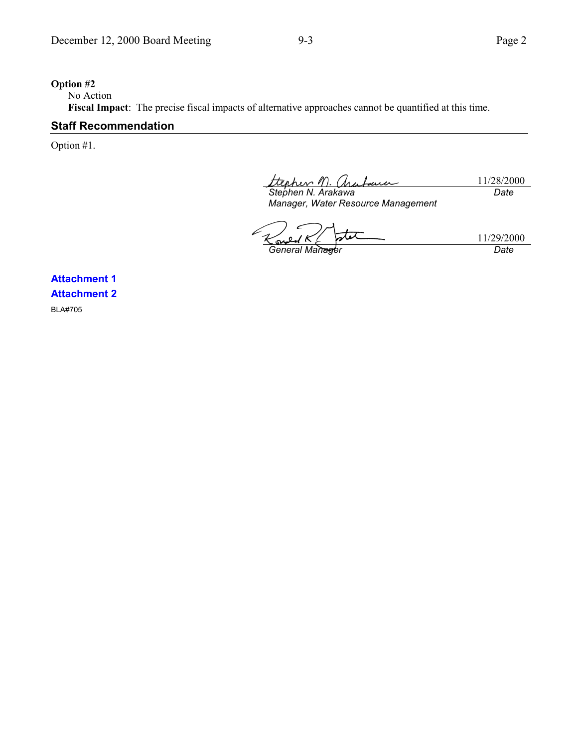**Option #2**

No Action

**Fiscal Impact**: The precise fiscal impacts of alternative approaches cannot be quantified at this time.

## Staff Recommendation

Option #1.

| | |
|---|---|
| *Stephen N. Arakawa* | 11/28/2000 |
| *Manager, Water Resource Management* | *Date* |

| | |
|---|---|
| *General Manager* | 11/29/2000 |
| | *Date* |

**Attachment 1**

**Attachment 2**

BLA#705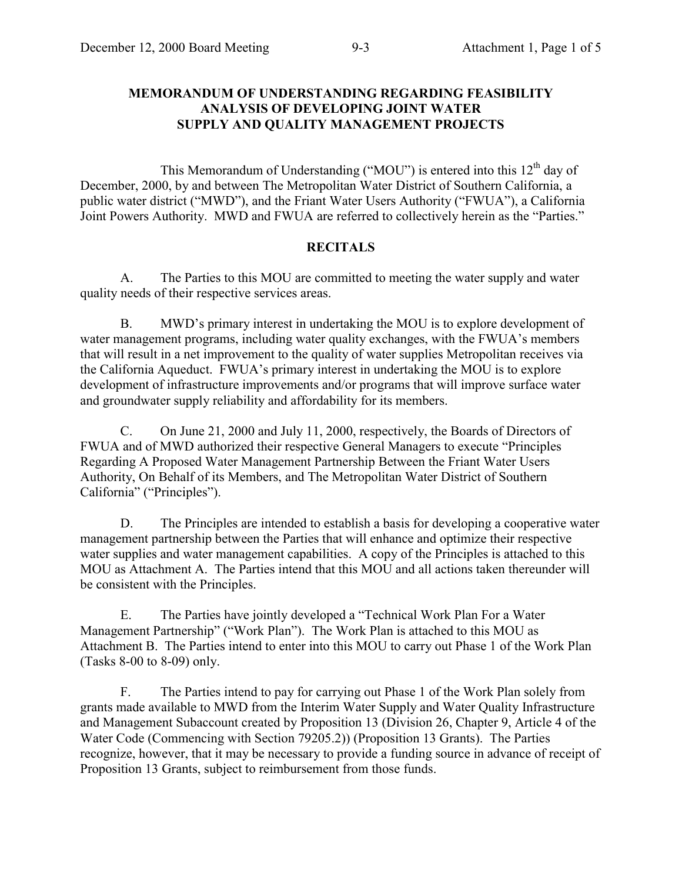# MEMORANDUM OF UNDERSTANDING REGARDING FEASIBILITY ANALYSIS OF DEVELOPING JOINT WATER SUPPLY AND QUALITY MANAGEMENT PROJECTS

This Memorandum of Understanding ("MOU") is entered into this 12th day of December, 2000, by and between The Metropolitan Water District of Southern California, a public water district ("MWD"), and the Friant Water Users Authority ("FWUA"), a California Joint Powers Authority. MWD and FWUA are referred to collectively herein as the "Parties."

## RECITALS

A. The Parties to this MOU are committed to meeting the water supply and water quality needs of their respective services areas.

B. MWD's primary interest in undertaking the MOU is to explore development of water management programs, including water quality exchanges, with the FWUA's members that will result in a net improvement to the quality of water supplies Metropolitan receives via the California Aqueduct. FWUA's primary interest in undertaking the MOU is to explore development of infrastructure improvements and/or programs that will improve surface water and groundwater supply reliability and affordability for its members.

C. On June 21, 2000 and July 11, 2000, respectively, the Boards of Directors of FWUA and of MWD authorized their respective General Managers to execute "Principles Regarding A Proposed Water Management Partnership Between the Friant Water Users Authority, On Behalf of its Members, and The Metropolitan Water District of Southern California" ("Principles").

D. The Principles are intended to establish a basis for developing a cooperative water management partnership between the Parties that will enhance and optimize their respective water supplies and water management capabilities. A copy of the Principles is attached to this MOU as Attachment A. The Parties intend that this MOU and all actions taken thereunder will be consistent with the Principles.

E. The Parties have jointly developed a "Technical Work Plan For a Water Management Partnership" ("Work Plan"). The Work Plan is attached to this MOU as Attachment B. The Parties intend to enter into this MOU to carry out Phase 1 of the Work Plan (Tasks 8-00 to 8-09) only.

F. The Parties intend to pay for carrying out Phase 1 of the Work Plan solely from grants made available to MWD from the Interim Water Supply and Water Quality Infrastructure and Management Subaccount created by Proposition 13 (Division 26, Chapter 9, Article 4 of the Water Code (Commencing with Section 79205.2)) (Proposition 13 Grants). The Parties recognize, however, that it may be necessary to provide a funding source in advance of receipt of Proposition 13 Grants, subject to reimbursement from those funds.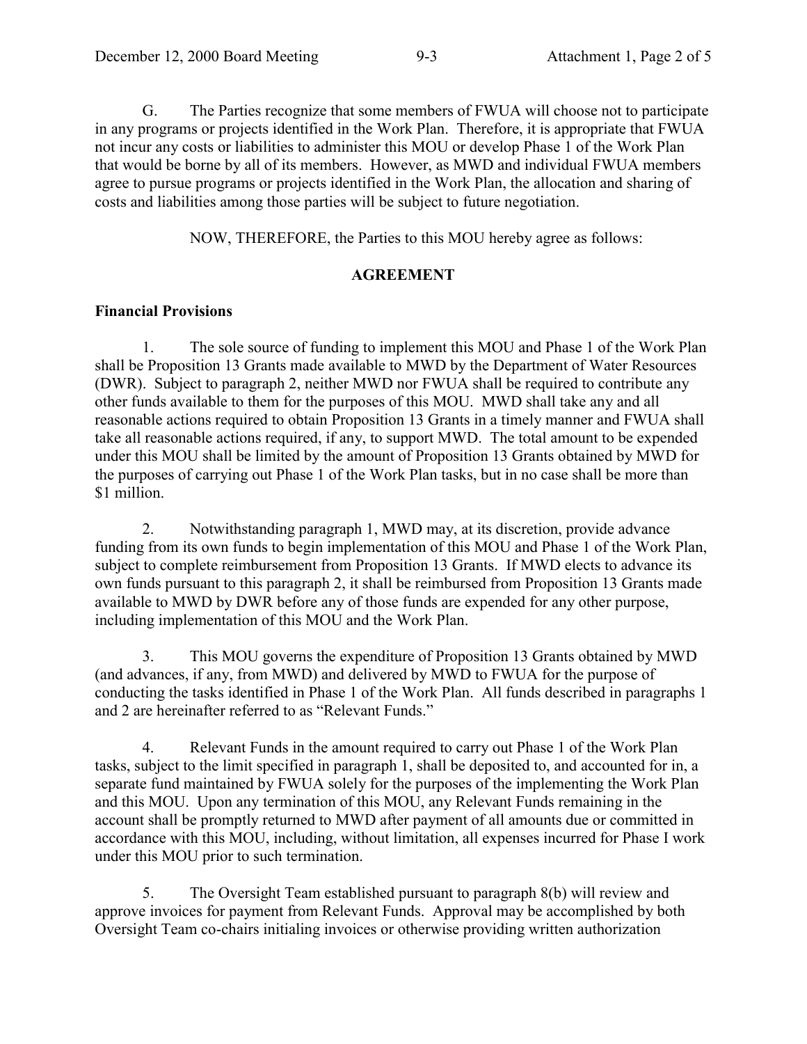G. The Parties recognize that some members of FWUA will choose not to participate in any programs or projects identified in the Work Plan. Therefore, it is appropriate that FWUA not incur any costs or liabilities to administer this MOU or develop Phase 1 of the Work Plan that would be borne by all of its members. However, as MWD and individual FWUA members agree to pursue programs or projects identified in the Work Plan, the allocation and sharing of costs and liabilities among those parties will be subject to future negotiation.

NOW, THEREFORE, the Parties to this MOU hereby agree as follows:

## AGREEMENT

### Financial Provisions

1. The sole source of funding to implement this MOU and Phase 1 of the Work Plan shall be Proposition 13 Grants made available to MWD by the Department of Water Resources (DWR). Subject to paragraph 2, neither MWD nor FWUA shall be required to contribute any other funds available to them for the purposes of this MOU. MWD shall take any and all reasonable actions required to obtain Proposition 13 Grants in a timely manner and FWUA shall take all reasonable actions required, if any, to support MWD. The total amount to be expended under this MOU shall be limited by the amount of Proposition 13 Grants obtained by MWD for the purposes of carrying out Phase 1 of the Work Plan tasks, but in no case shall be more than $1 million.

2. Notwithstanding paragraph 1, MWD may, at its discretion, provide advance funding from its own funds to begin implementation of this MOU and Phase 1 of the Work Plan, subject to complete reimbursement from Proposition 13 Grants. If MWD elects to advance its own funds pursuant to this paragraph 2, it shall be reimbursed from Proposition 13 Grants made available to MWD by DWR before any of those funds are expended for any other purpose, including implementation of this MOU and the Work Plan.

3. This MOU governs the expenditure of Proposition 13 Grants obtained by MWD (and advances, if any, from MWD) and delivered by MWD to FWUA for the purpose of conducting the tasks identified in Phase 1 of the Work Plan. All funds described in paragraphs 1 and 2 are hereinafter referred to as "Relevant Funds."

4. Relevant Funds in the amount required to carry out Phase 1 of the Work Plan tasks, subject to the limit specified in paragraph 1, shall be deposited to, and accounted for in, a separate fund maintained by FWUA solely for the purposes of the implementing the Work Plan and this MOU. Upon any termination of this MOU, any Relevant Funds remaining in the account shall be promptly returned to MWD after payment of all amounts due or committed in accordance with this MOU, including, without limitation, all expenses incurred for Phase I work under this MOU prior to such termination.

5. The Oversight Team established pursuant to paragraph 8(b) will review and approve invoices for payment from Relevant Funds. Approval may be accomplished by both Oversight Team co-chairs initialing invoices or otherwise providing written authorization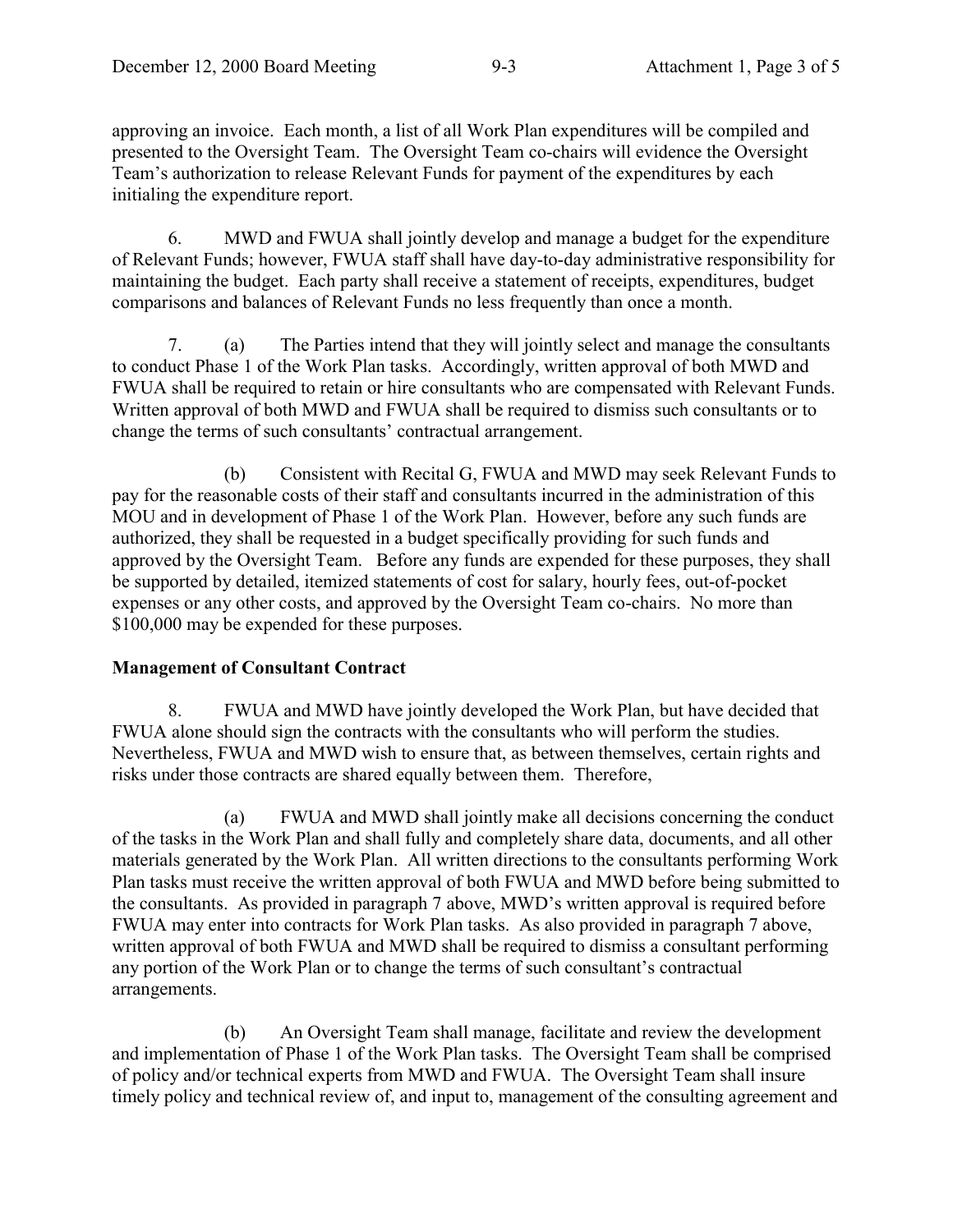approving an invoice. Each month, a list of all Work Plan expenditures will be compiled and presented to the Oversight Team. The Oversight Team co-chairs will evidence the Oversight Team's authorization to release Relevant Funds for payment of the expenditures by each initialing the expenditure report.

6. MWD and FWUA shall jointly develop and manage a budget for the expenditure of Relevant Funds; however, FWUA staff shall have day-to-day administrative responsibility for maintaining the budget. Each party shall receive a statement of receipts, expenditures, budget comparisons and balances of Relevant Funds no less frequently than once a month.

7. (a) The Parties intend that they will jointly select and manage the consultants to conduct Phase 1 of the Work Plan tasks. Accordingly, written approval of both MWD and FWUA shall be required to retain or hire consultants who are compensated with Relevant Funds. Written approval of both MWD and FWUA shall be required to dismiss such consultants or to change the terms of such consultants' contractual arrangement.

(b) Consistent with Recital G, FWUA and MWD may seek Relevant Funds to pay for the reasonable costs of their staff and consultants incurred in the administration of this MOU and in development of Phase 1 of the Work Plan. However, before any such funds are authorized, they shall be requested in a budget specifically providing for such funds and approved by the Oversight Team. Before any funds are expended for these purposes, they shall be supported by detailed, itemized statements of cost for salary, hourly fees, out-of-pocket expenses or any other costs, and approved by the Oversight Team co-chairs. No more than $100,000 may be expended for these purposes.

**Management of Consultant Contract**

8. FWUA and MWD have jointly developed the Work Plan, but have decided that FWUA alone should sign the contracts with the consultants who will perform the studies. Nevertheless, FWUA and MWD wish to ensure that, as between themselves, certain rights and risks under those contracts are shared equally between them. Therefore,

(a) FWUA and MWD shall jointly make all decisions concerning the conduct of the tasks in the Work Plan and shall fully and completely share data, documents, and all other materials generated by the Work Plan. All written directions to the consultants performing Work Plan tasks must receive the written approval of both FWUA and MWD before being submitted to the consultants. As provided in paragraph 7 above, MWD's written approval is required before FWUA may enter into contracts for Work Plan tasks. As also provided in paragraph 7 above, written approval of both FWUA and MWD shall be required to dismiss a consultant performing any portion of the Work Plan or to change the terms of such consultant's contractual arrangements.

(b) An Oversight Team shall manage, facilitate and review the development and implementation of Phase 1 of the Work Plan tasks. The Oversight Team shall be comprised of policy and/or technical experts from MWD and FWUA. The Oversight Team shall insure timely policy and technical review of, and input to, management of the consulting agreement and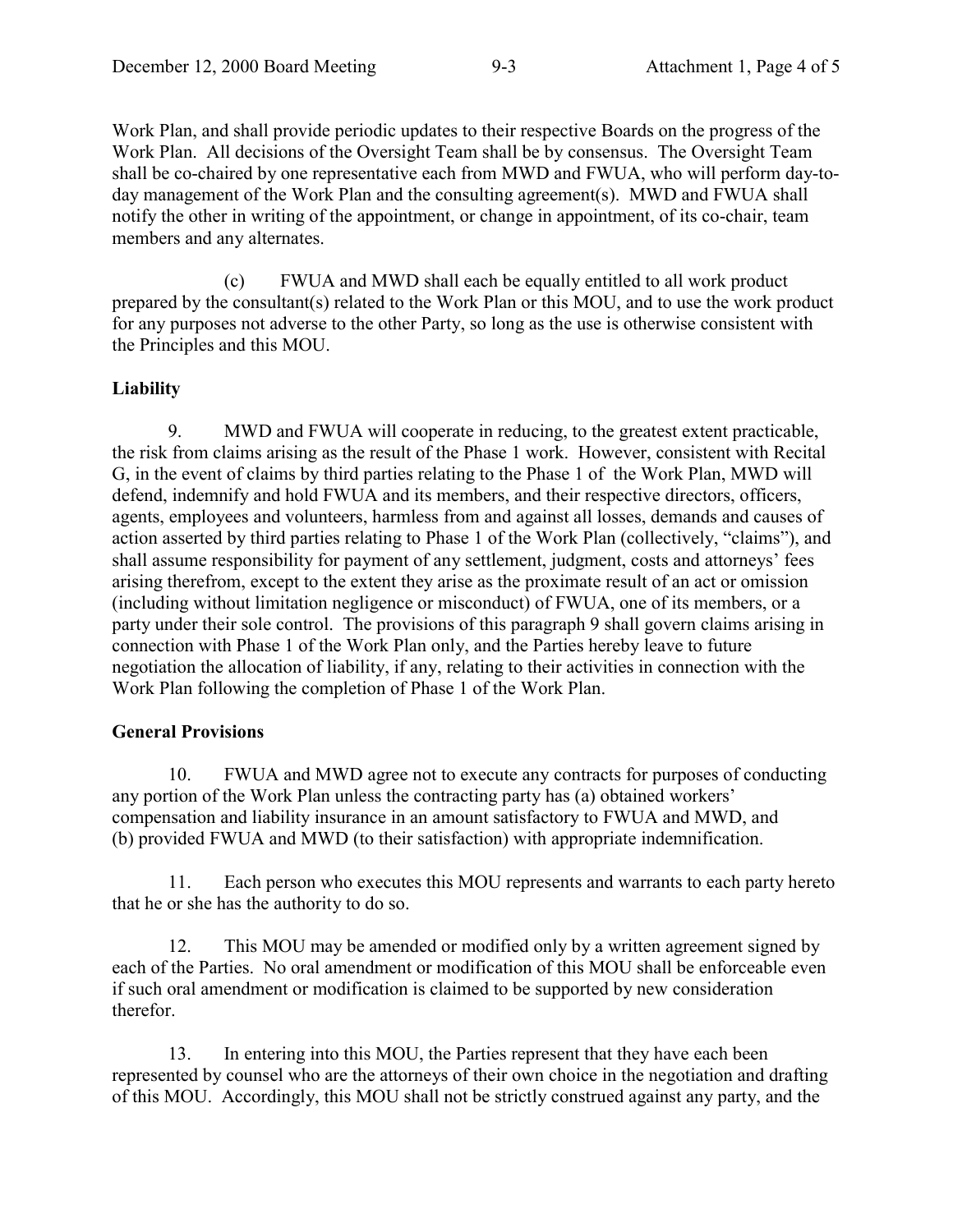Work Plan, and shall provide periodic updates to their respective Boards on the progress of the Work Plan. All decisions of the Oversight Team shall be by consensus. The Oversight Team shall be co-chaired by one representative each from MWD and FWUA, who will perform day-to-day management of the Work Plan and the consulting agreement(s). MWD and FWUA shall notify the other in writing of the appointment, or change in appointment, of its co-chair, team members and any alternates.

(c) FWUA and MWD shall each be equally entitled to all work product prepared by the consultant(s) related to the Work Plan or this MOU, and to use the work product for any purposes not adverse to the other Party, so long as the use is otherwise consistent with the Principles and this MOU.

**Liability**

9. MWD and FWUA will cooperate in reducing, to the greatest extent practicable, the risk from claims arising as the result of the Phase 1 work. However, consistent with Recital G, in the event of claims by third parties relating to the Phase 1 of the Work Plan, MWD will defend, indemnify and hold FWUA and its members, and their respective directors, officers, agents, employees and volunteers, harmless from and against all losses, demands and causes of action asserted by third parties relating to Phase 1 of the Work Plan (collectively, "claims"), and shall assume responsibility for payment of any settlement, judgment, costs and attorneys' fees arising therefrom, except to the extent they arise as the proximate result of an act or omission (including without limitation negligence or misconduct) of FWUA, one of its members, or a party under their sole control. The provisions of this paragraph 9 shall govern claims arising in connection with Phase 1 of the Work Plan only, and the Parties hereby leave to future negotiation the allocation of liability, if any, relating to their activities in connection with the Work Plan following the completion of Phase 1 of the Work Plan.

**General Provisions**

10. FWUA and MWD agree not to execute any contracts for purposes of conducting any portion of the Work Plan unless the contracting party has (a) obtained workers' compensation and liability insurance in an amount satisfactory to FWUA and MWD, and (b) provided FWUA and MWD (to their satisfaction) with appropriate indemnification.

11. Each person who executes this MOU represents and warrants to each party hereto that he or she has the authority to do so.

12. This MOU may be amended or modified only by a written agreement signed by each of the Parties. No oral amendment or modification of this MOU shall be enforceable even if such oral amendment or modification is claimed to be supported by new consideration therefor.

13. In entering into this MOU, the Parties represent that they have each been represented by counsel who are the attorneys of their own choice in the negotiation and drafting of this MOU. Accordingly, this MOU shall not be strictly construed against any party, and the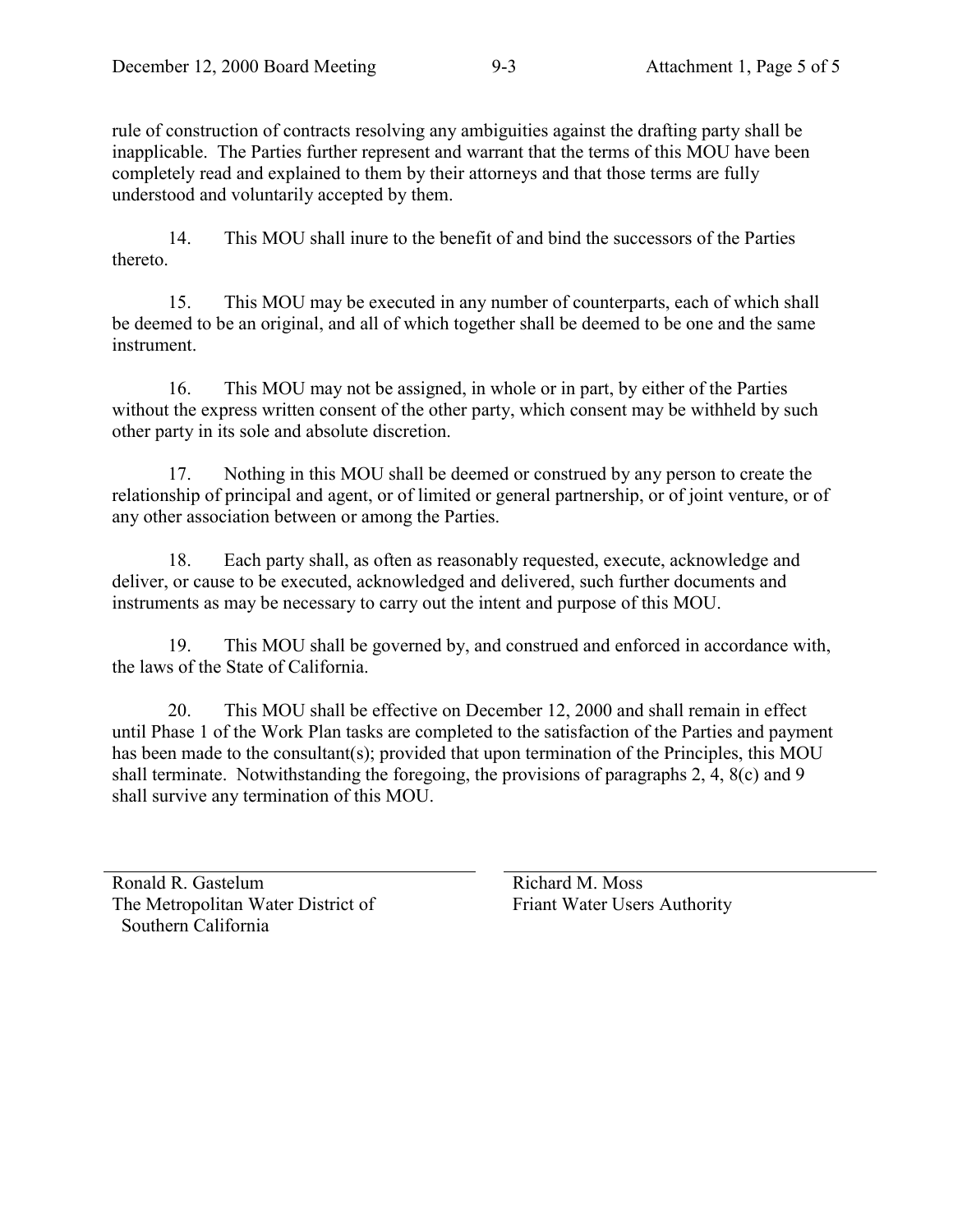rule of construction of contracts resolving any ambiguities against the drafting party shall be inapplicable. The Parties further represent and warrant that the terms of this MOU have been completely read and explained to them by their attorneys and that those terms are fully understood and voluntarily accepted by them.

14. This MOU shall inure to the benefit of and bind the successors of the Parties thereto.

15. This MOU may be executed in any number of counterparts, each of which shall be deemed to be an original, and all of which together shall be deemed to be one and the same instrument.

16. This MOU may not be assigned, in whole or in part, by either of the Parties without the express written consent of the other party, which consent may be withheld by such other party in its sole and absolute discretion.

17. Nothing in this MOU shall be deemed or construed by any person to create the relationship of principal and agent, or of limited or general partnership, or of joint venture, or of any other association between or among the Parties.

18. Each party shall, as often as reasonably requested, execute, acknowledge and deliver, or cause to be executed, acknowledged and delivered, such further documents and instruments as may be necessary to carry out the intent and purpose of this MOU.

19. This MOU shall be governed by, and construed and enforced in accordance with, the laws of the State of California.

20. This MOU shall be effective on December 12, 2000 and shall remain in effect until Phase 1 of the Work Plan tasks are completed to the satisfaction of the Parties and payment has been made to the consultant(s); provided that upon termination of the Principles, this MOU shall terminate. Notwithstanding the foregoing, the provisions of paragraphs 2, 4, 8(c) and 9 shall survive any termination of this MOU.

| ______________________________ | ______________________________ |
| --- | --- |
| Ronald R. Gastelum | Richard M. Moss |
| The Metropolitan Water District of Southern California | Friant Water Users Authority |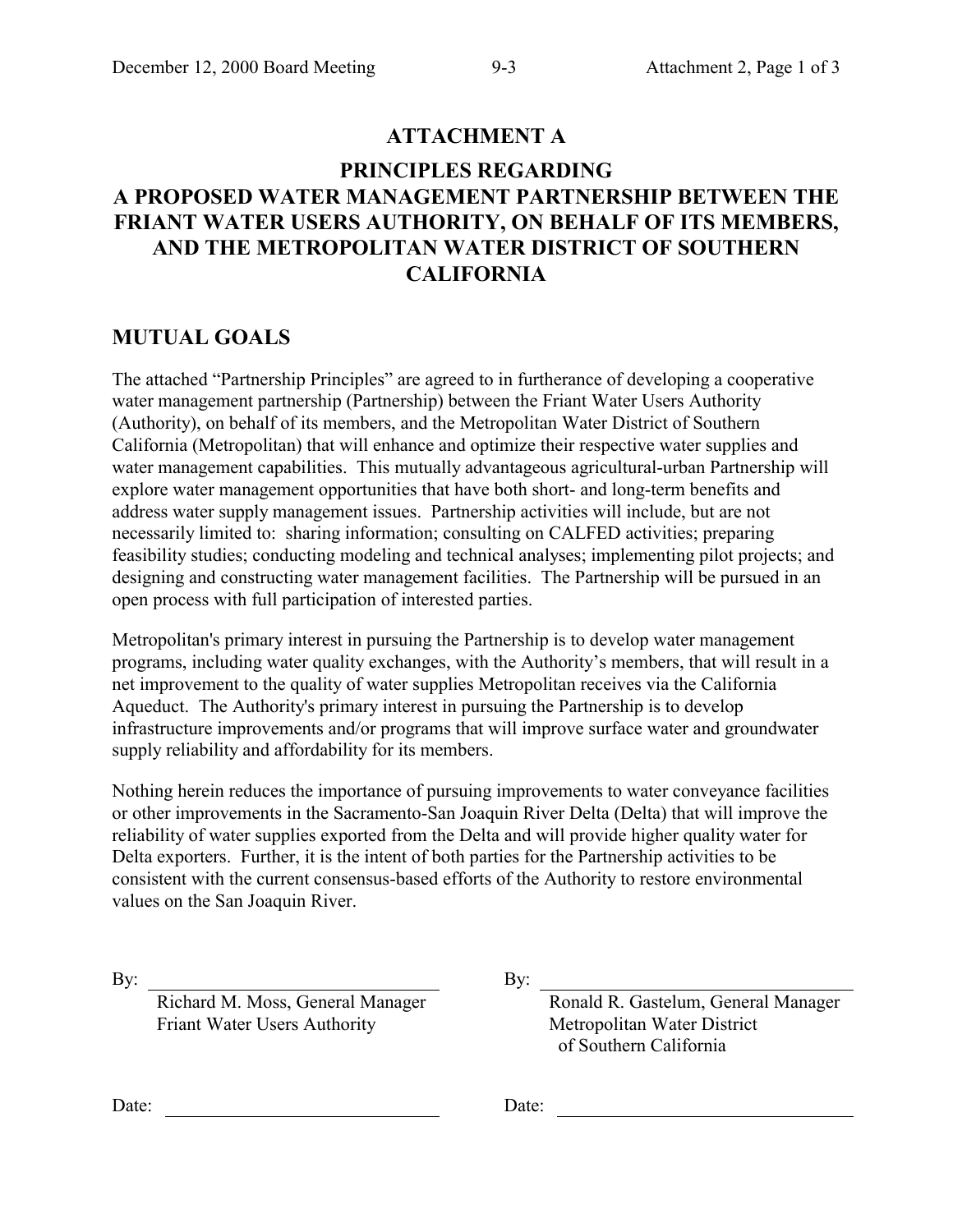# ATTACHMENT A

# PRINCIPLES REGARDING A PROPOSED WATER MANAGEMENT PARTNERSHIP BETWEEN THE FRIANT WATER USERS AUTHORITY, ON BEHALF OF ITS MEMBERS, AND THE METROPOLITAN WATER DISTRICT OF SOUTHERN CALIFORNIA

## MUTUAL GOALS

The attached "Partnership Principles" are agreed to in furtherance of developing a cooperative water management partnership (Partnership) between the Friant Water Users Authority (Authority), on behalf of its members, and the Metropolitan Water District of Southern California (Metropolitan) that will enhance and optimize their respective water supplies and water management capabilities. This mutually advantageous agricultural-urban Partnership will explore water management opportunities that have both short- and long-term benefits and address water supply management issues. Partnership activities will include, but are not necessarily limited to: sharing information; consulting on CALFED activities; preparing feasibility studies; conducting modeling and technical analyses; implementing pilot projects; and designing and constructing water management facilities. The Partnership will be pursued in an open process with full participation of interested parties.

Metropolitan's primary interest in pursuing the Partnership is to develop water management programs, including water quality exchanges, with the Authority's members, that will result in a net improvement to the quality of water supplies Metropolitan receives via the California Aqueduct. The Authority's primary interest in pursuing the Partnership is to develop infrastructure improvements and/or programs that will improve surface water and groundwater supply reliability and affordability for its members.

Nothing herein reduces the importance of pursuing improvements to water conveyance facilities or other improvements in the Sacramento-San Joaquin River Delta (Delta) that will improve the reliability of water supplies exported from the Delta and will provide higher quality water for Delta exporters. Further, it is the intent of both parties for the Partnership activities to be consistent with the current consensus-based efforts of the Authority to restore environmental values on the San Joaquin River.

By: ______________________________
Richard M. Moss, General Manager
Friant Water Users Authority

By: ______________________________
Ronald R. Gastelum, General Manager
Metropolitan Water District of Southern California

Date: ______________________________

Date: ______________________________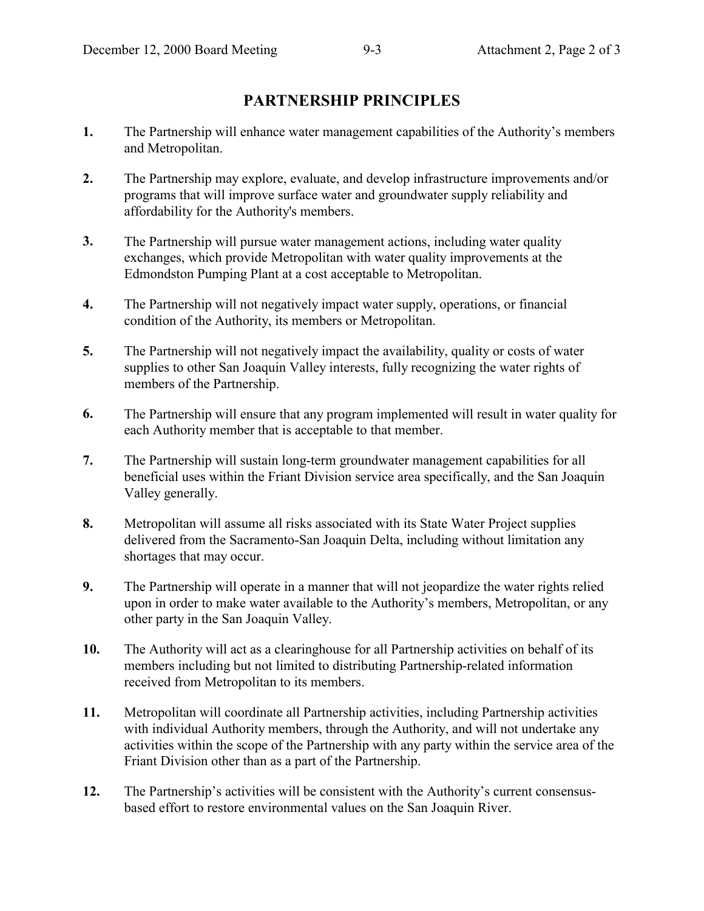## PARTNERSHIP PRINCIPLES

**1.** The Partnership will enhance water management capabilities of the Authority's members and Metropolitan.

**2.** The Partnership may explore, evaluate, and develop infrastructure improvements and/or programs that will improve surface water and groundwater supply reliability and affordability for the Authority's members.

**3.** The Partnership will pursue water management actions, including water quality exchanges, which provide Metropolitan with water quality improvements at the Edmondston Pumping Plant at a cost acceptable to Metropolitan.

**4.** The Partnership will not negatively impact water supply, operations, or financial condition of the Authority, its members or Metropolitan.

**5.** The Partnership will not negatively impact the availability, quality or costs of water supplies to other San Joaquin Valley interests, fully recognizing the water rights of members of the Partnership.

**6.** The Partnership will ensure that any program implemented will result in water quality for each Authority member that is acceptable to that member.

**7.** The Partnership will sustain long-term groundwater management capabilities for all beneficial uses within the Friant Division service area specifically, and the San Joaquin Valley generally.

**8.** Metropolitan will assume all risks associated with its State Water Project supplies delivered from the Sacramento-San Joaquin Delta, including without limitation any shortages that may occur.

**9.** The Partnership will operate in a manner that will not jeopardize the water rights relied upon in order to make water available to the Authority's members, Metropolitan, or any other party in the San Joaquin Valley.

**10.** The Authority will act as a clearinghouse for all Partnership activities on behalf of its members including but not limited to distributing Partnership-related information received from Metropolitan to its members.

**11.** Metropolitan will coordinate all Partnership activities, including Partnership activities with individual Authority members, through the Authority, and will not undertake any activities within the scope of the Partnership with any party within the service area of the Friant Division other than as a part of the Partnership.

**12.** The Partnership's activities will be consistent with the Authority's current consensus-based effort to restore environmental values on the San Joaquin River.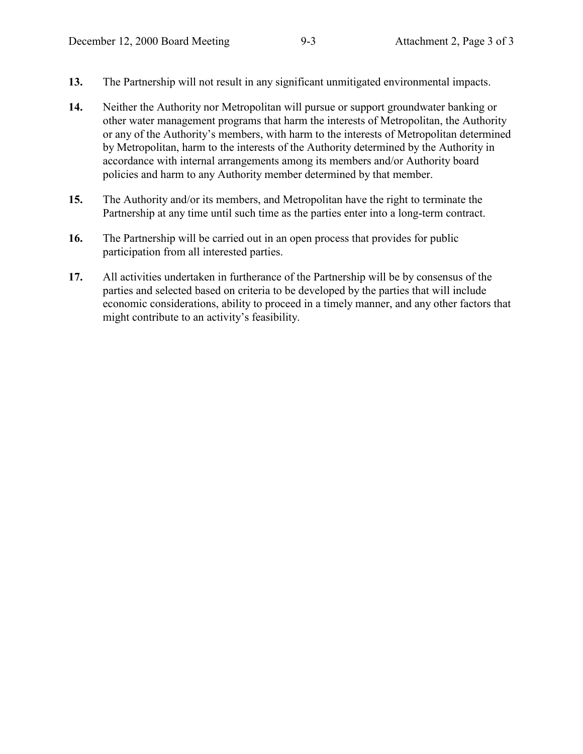**13.** The Partnership will not result in any significant unmitigated environmental impacts.

**14.** Neither the Authority nor Metropolitan will pursue or support groundwater banking or other water management programs that harm the interests of Metropolitan, the Authority or any of the Authority's members, with harm to the interests of Metropolitan determined by Metropolitan, harm to the interests of the Authority determined by the Authority in accordance with internal arrangements among its members and/or Authority board policies and harm to any Authority member determined by that member.

**15.** The Authority and/or its members, and Metropolitan have the right to terminate the Partnership at any time until such time as the parties enter into a long-term contract.

**16.** The Partnership will be carried out in an open process that provides for public participation from all interested parties.

**17.** All activities undertaken in furtherance of the Partnership will be by consensus of the parties and selected based on criteria to be developed by the parties that will include economic considerations, ability to proceed in a timely manner, and any other factors that might contribute to an activity's feasibility.